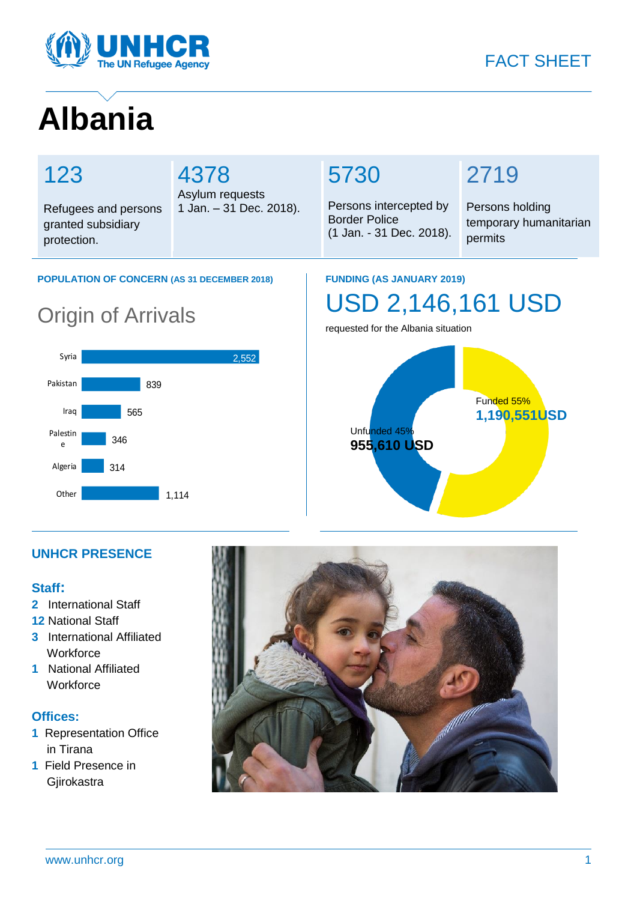FACT SHEET

# Albania

**123**
Refugees and persons granted subsidiary protection.

**4378**
Asylum requests
1 Jan. – 31 Dec. 2018).

**5730**
Persons intercepted by Border Police
(1 Jan. - 31 Dec. 2018).

**2719**
Persons holding temporary humanitarian permits

## POPULATION OF CONCERN (AS 31 DECEMBER 2018)

### Origin of Arrivals

| Origin | Arrivals |
|---|---|
| Syria | 2,552 |
| Pakistan | 839 |
| Iraq | 565 |
| Palestine | 346 |
| Algeria | 314 |
| Other | 1,114 |

## FUNDING (AS JANUARY 2019)

### USD 2,146,161 USD

requested for the Albania situation

Funded 55%
**1,190,551USD**

Unfunded 45%
**955,610 USD**

## UNHCR PRESENCE

### Staff:

- **2** International Staff
- **12** National Staff
- **3** International Affiliated Workforce
- **1** National Affiliated Workforce

### Offices:

- **1** Representation Office in Tirana
- **1** Field Presence in Gjirokastra

www.unhcr.org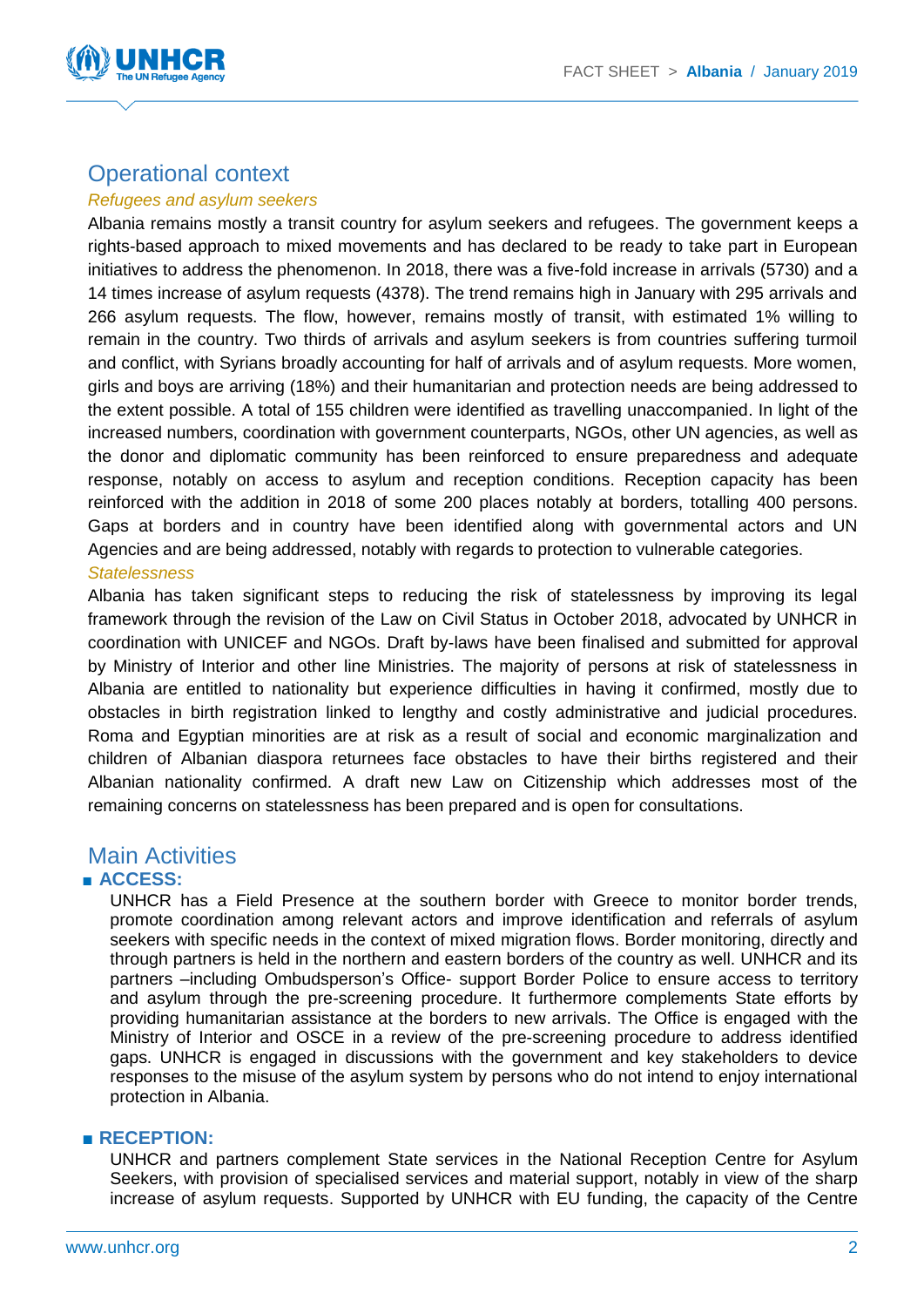## Operational context

*Refugees and asylum seekers*

Albania remains mostly a transit country for asylum seekers and refugees. The government keeps a rights-based approach to mixed movements and has declared to be ready to take part in European initiatives to address the phenomenon. In 2018, there was a five-fold increase in arrivals (5730) and a 14 times increase of asylum requests (4378). The trend remains high in January with 295 arrivals and 266 asylum requests. The flow, however, remains mostly of transit, with estimated 1% willing to remain in the country. Two thirds of arrivals and asylum seekers is from countries suffering turmoil and conflict, with Syrians broadly accounting for half of arrivals and of asylum requests. More women, girls and boys are arriving (18%) and their humanitarian and protection needs are being addressed to the extent possible. A total of 155 children were identified as travelling unaccompanied. In light of the increased numbers, coordination with government counterparts, NGOs, other UN agencies, as well as the donor and diplomatic community has been reinforced to ensure preparedness and adequate response, notably on access to asylum and reception conditions. Reception capacity has been reinforced with the addition in 2018 of some 200 places notably at borders, totalling 400 persons. Gaps at borders and in country have been identified along with governmental actors and UN Agencies and are being addressed, notably with regards to protection to vulnerable categories.

*Statelessness*

Albania has taken significant steps to reducing the risk of statelessness by improving its legal framework through the revision of the Law on Civil Status in October 2018, advocated by UNHCR in coordination with UNICEF and NGOs. Draft by-laws have been finalised and submitted for approval by Ministry of Interior and other line Ministries. The majority of persons at risk of statelessness in Albania are entitled to nationality but experience difficulties in having it confirmed, mostly due to obstacles in birth registration linked to lengthy and costly administrative and judicial procedures. Roma and Egyptian minorities are at risk as a result of social and economic marginalization and children of Albanian diaspora returnees face obstacles to have their births registered and their Albanian nationality confirmed. A draft new Law on Citizenship which addresses most of the remaining concerns on statelessness has been prepared and is open for consultations.

## Main Activities

- **ACCESS:**

  UNHCR has a Field Presence at the southern border with Greece to monitor border trends, promote coordination among relevant actors and improve identification and referrals of asylum seekers with specific needs in the context of mixed migration flows. Border monitoring, directly and through partners is held in the northern and eastern borders of the country as well. UNHCR and its partners –including Ombudsperson's Office- support Border Police to ensure access to territory and asylum through the pre-screening procedure. It furthermore complements State efforts by providing humanitarian assistance at the borders to new arrivals. The Office is engaged with the Ministry of Interior and OSCE in a review of the pre-screening procedure to address identified gaps. UNHCR is engaged in discussions with the government and key stakeholders to device responses to the misuse of the asylum system by persons who do not intend to enjoy international protection in Albania.

- **RECEPTION:**

  UNHCR and partners complement State services in the National Reception Centre for Asylum Seekers, with provision of specialised services and material support, notably in view of the sharp increase of asylum requests. Supported by UNHCR with EU funding, the capacity of the Centre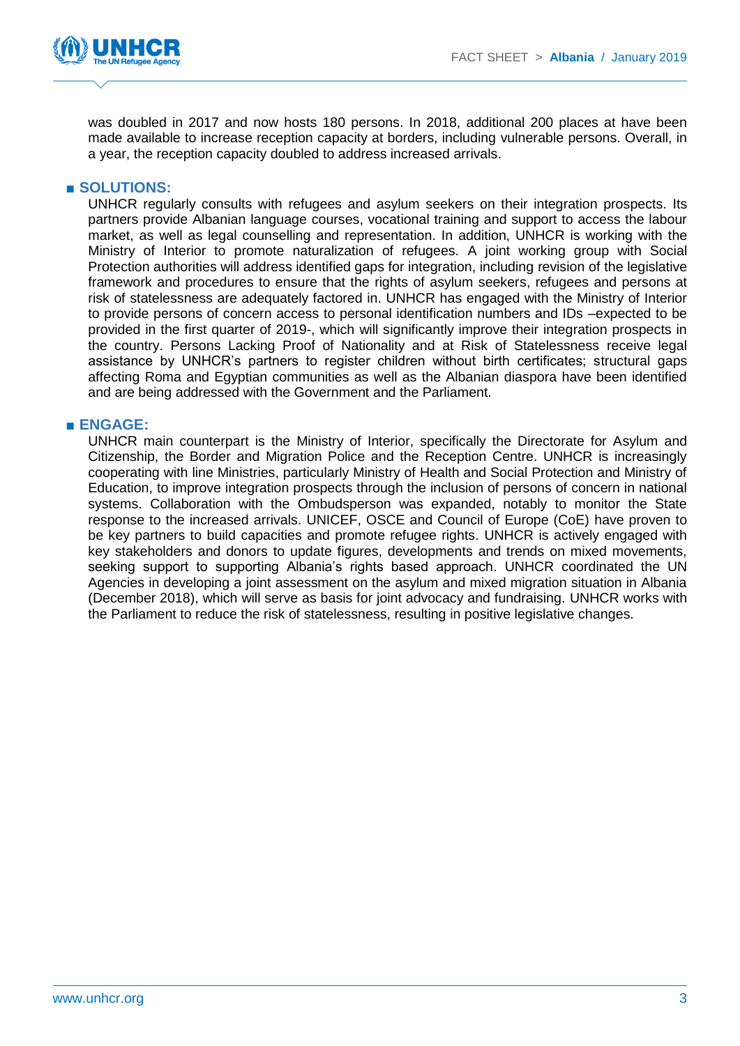was doubled in 2017 and now hosts 180 persons. In 2018, additional 200 places at have been made available to increase reception capacity at borders, including vulnerable persons. Overall, in a year, the reception capacity doubled to address increased arrivals.

## ■ SOLUTIONS:

UNHCR regularly consults with refugees and asylum seekers on their integration prospects. Its partners provide Albanian language courses, vocational training and support to access the labour market, as well as legal counselling and representation. In addition, UNHCR is working with the Ministry of Interior to promote naturalization of refugees. A joint working group with Social Protection authorities will address identified gaps for integration, including revision of the legislative framework and procedures to ensure that the rights of asylum seekers, refugees and persons at risk of statelessness are adequately factored in. UNHCR has engaged with the Ministry of Interior to provide persons of concern access to personal identification numbers and IDs –expected to be provided in the first quarter of 2019-, which will significantly improve their integration prospects in the country. Persons Lacking Proof of Nationality and at Risk of Statelessness receive legal assistance by UNHCR's partners to register children without birth certificates; structural gaps affecting Roma and Egyptian communities as well as the Albanian diaspora have been identified and are being addressed with the Government and the Parliament.

## ■ ENGAGE:

UNHCR main counterpart is the Ministry of Interior, specifically the Directorate for Asylum and Citizenship, the Border and Migration Police and the Reception Centre. UNHCR is increasingly cooperating with line Ministries, particularly Ministry of Health and Social Protection and Ministry of Education, to improve integration prospects through the inclusion of persons of concern in national systems. Collaboration with the Ombudsperson was expanded, notably to monitor the State response to the increased arrivals. UNICEF, OSCE and Council of Europe (CoE) have proven to be key partners to build capacities and promote refugee rights. UNHCR is actively engaged with key stakeholders and donors to update figures, developments and trends on mixed movements, seeking support to supporting Albania's rights based approach. UNHCR coordinated the UN Agencies in developing a joint assessment on the asylum and mixed migration situation in Albania (December 2018), which will serve as basis for joint advocacy and fundraising. UNHCR works with the Parliament to reduce the risk of statelessness, resulting in positive legislative changes.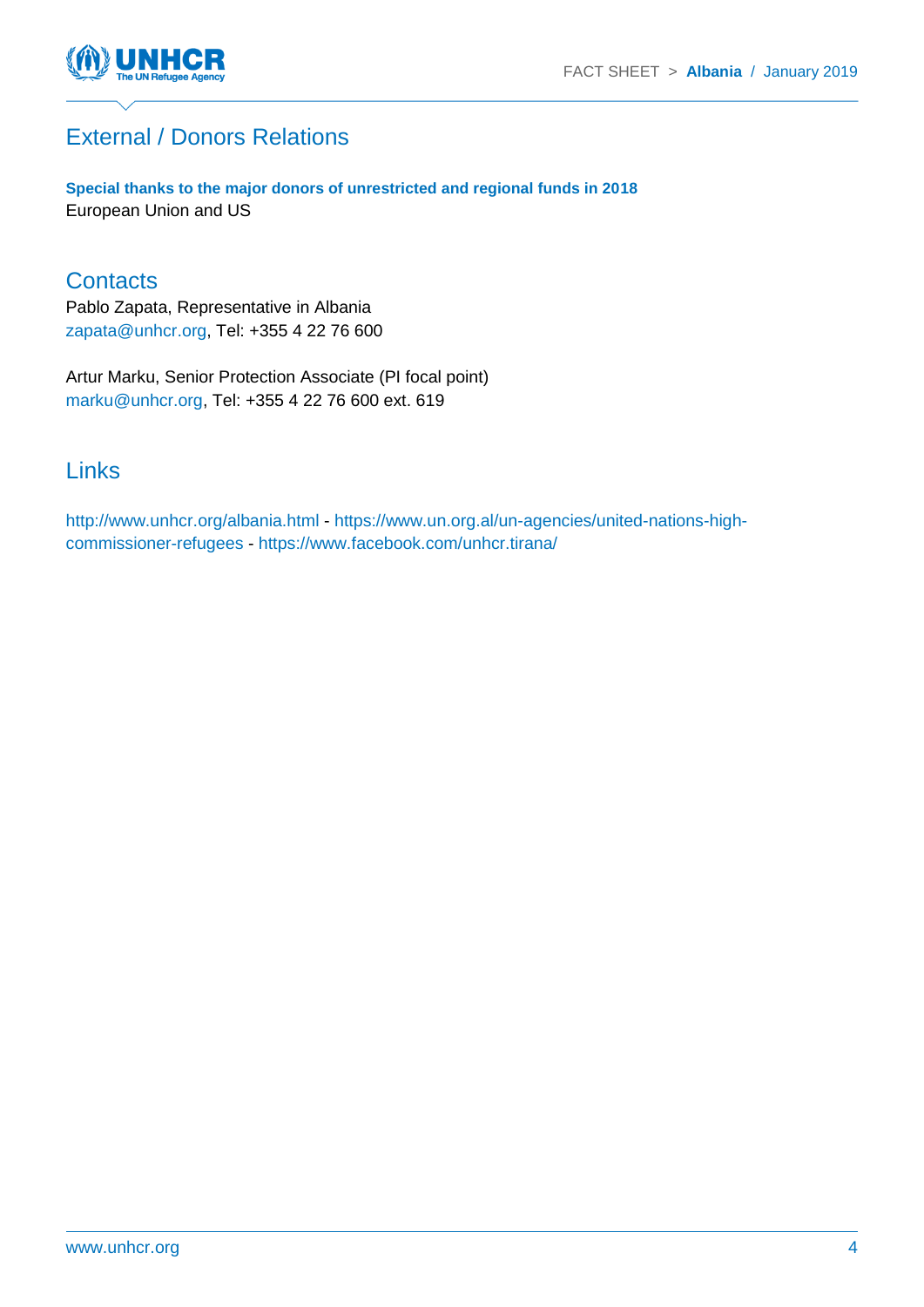## External / Donors Relations

**Special thanks to the major donors of unrestricted and regional funds in 2018**
European Union and US

## Contacts

Pablo Zapata, Representative in Albania
zapata@unhcr.org, Tel: +355 4 22 76 600

Artur Marku, Senior Protection Associate (PI focal point)
marku@unhcr.org, Tel: +355 4 22 76 600 ext. 619

## Links

http://www.unhcr.org/albania.html - https://www.un.org.al/un-agencies/united-nations-high-commissioner-refugees - https://www.facebook.com/unhcr.tirana/